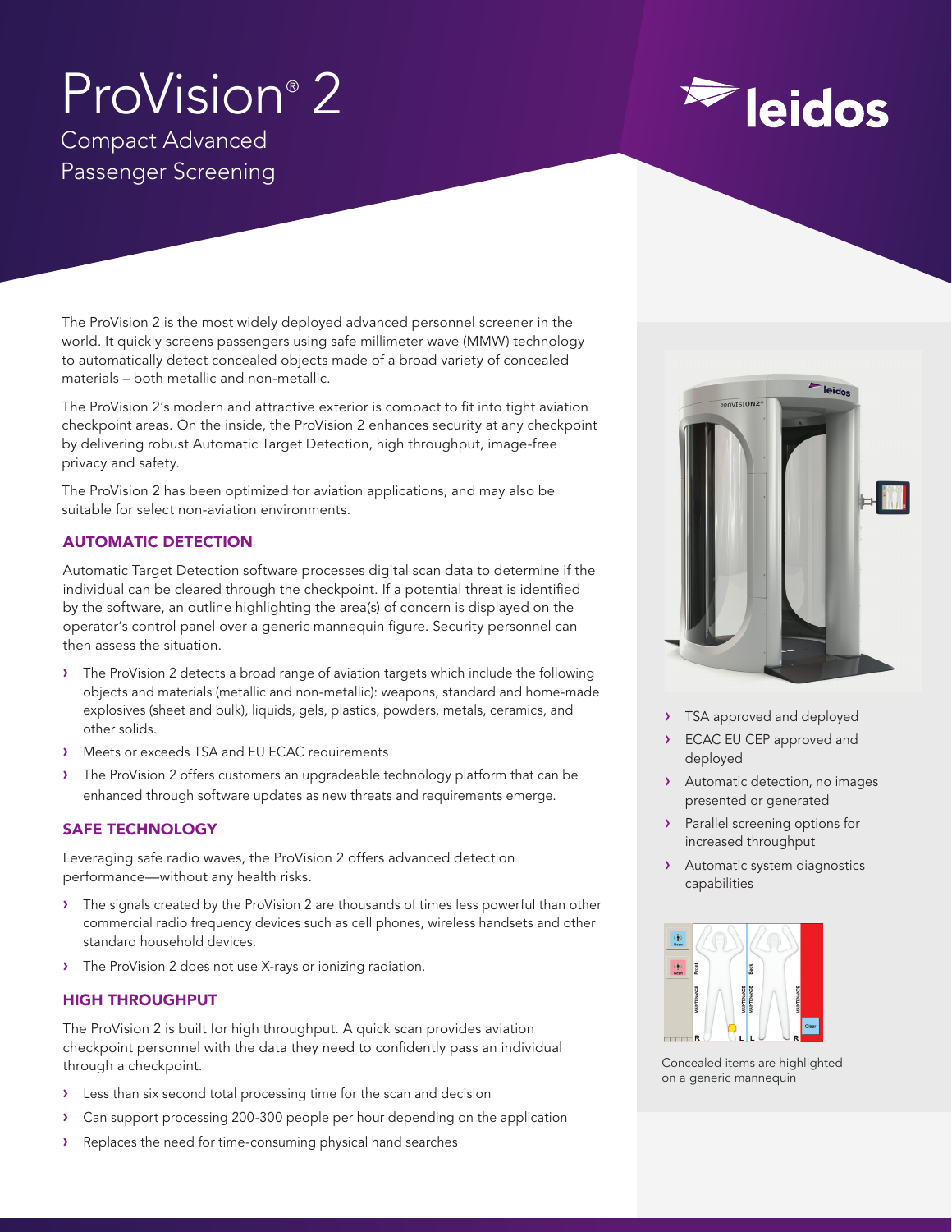# ProVision® 2

## Compact Advanced Passenger Screening

The ProVision 2 is the most widely deployed advanced personnel screener in the world. It quickly screens passengers using safe millimeter wave (MMW) technology to automatically detect concealed objects made of a broad variety of concealed materials – both metallic and non-metallic.

The ProVision 2's modern and attractive exterior is compact to fit into tight aviation checkpoint areas. On the inside, the ProVision 2 enhances security at any checkpoint by delivering robust Automatic Target Detection, high throughput, image-free privacy and safety.

The ProVision 2 has been optimized for aviation applications, and may also be suitable for select non-aviation environments.

### AUTOMATIC DETECTION

Automatic Target Detection software processes digital scan data to determine if the individual can be cleared through the checkpoint. If a potential threat is identified by the software, an outline highlighting the area(s) of concern is displayed on the operator's control panel over a generic mannequin figure. Security personnel can then assess the situation.

- The ProVision 2 detects a broad range of aviation targets which include the following objects and materials (metallic and non-metallic): weapons, standard and home-made explosives (sheet and bulk), liquids, gels, plastics, powders, metals, ceramics, and other solids.
- Meets or exceeds TSA and EU ECAC requirements
- The ProVision 2 offers customers an upgradeable technology platform that can be enhanced through software updates as new threats and requirements emerge.

### SAFE TECHNOLOGY

Leveraging safe radio waves, the ProVision 2 offers advanced detection performance—without any health risks.

- The signals created by the ProVision 2 are thousands of times less powerful than other commercial radio frequency devices such as cell phones, wireless handsets and other standard household devices.
- The ProVision 2 does not use X-rays or ionizing radiation.

### HIGH THROUGHPUT

The ProVision 2 is built for high throughput. A quick scan provides aviation checkpoint personnel with the data they need to confidently pass an individual through a checkpoint.

- Less than six second total processing time for the scan and decision
- Can support processing 200-300 people per hour depending on the application
- Replaces the need for time-consuming physical hand searches

---

- TSA approved and deployed
- ECAC EU CEP approved and deployed
- Automatic detection, no images presented or generated
- Parallel screening options for increased throughput
- Automatic system diagnostics capabilities

Concealed items are highlighted on a generic mannequin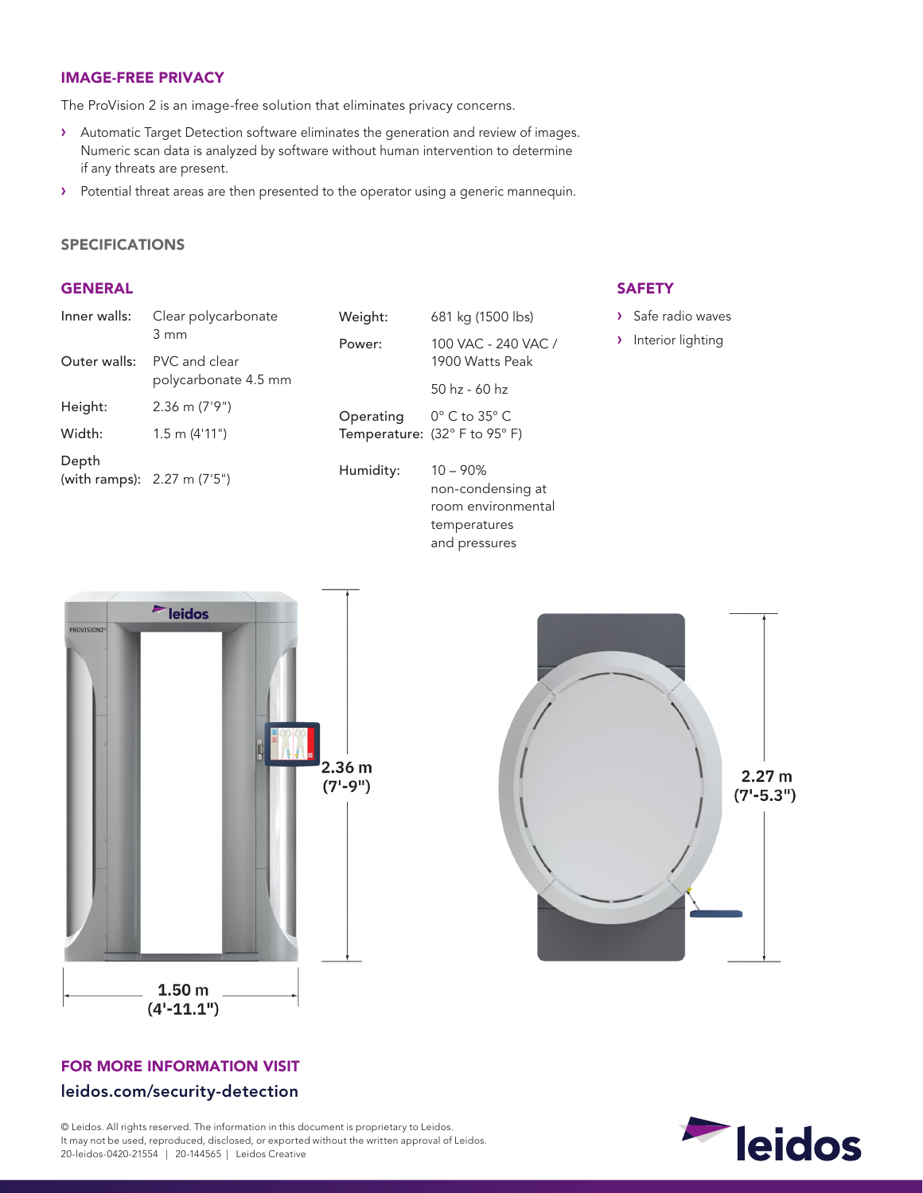## IMAGE-FREE PRIVACY

The ProVision 2 is an image-free solution that eliminates privacy concerns.

- Automatic Target Detection software eliminates the generation and review of images. Numeric scan data is analyzed by software without human intervention to determine if any threats are present.
- Potential threat areas are then presented to the operator using a generic mannequin.

## SPECIFICATIONS

### GENERAL

| | |
|---|---|
| Inner walls: | Clear polycarbonate 3 mm |
| Outer walls: | PVC and clear polycarbonate 4.5 mm |
| Height: | 2.36 m (7'9") |
| Width: | 1.5 m (4'11") |
| Depth (with ramps): | 2.27 m (7'5") |
| Weight: | 681 kg (1500 lbs) |
| Power: | 100 VAC - 240 VAC / 1900 Watts Peak<br>50 hz - 60 hz |
| Operating Temperature: | 0° C to 35° C (32° F to 95° F) |
| Humidity: | 10 – 90% non-condensing at room environmental temperatures and pressures |

### SAFETY

- Safe radio waves
- Interior lighting

2.36 m
(7'-9")

1.50 m
(4'-11.1")

2.27 m
(7'-5.3")

### FOR MORE INFORMATION VISIT

leidos.com/security-detection

© Leidos. All rights reserved. The information in this document is proprietary to Leidos. It may not be used, reproduced, disclosed, or exported without the written approval of Leidos.
20-leidos-0420-21554 | 20-144565 | Leidos Creative